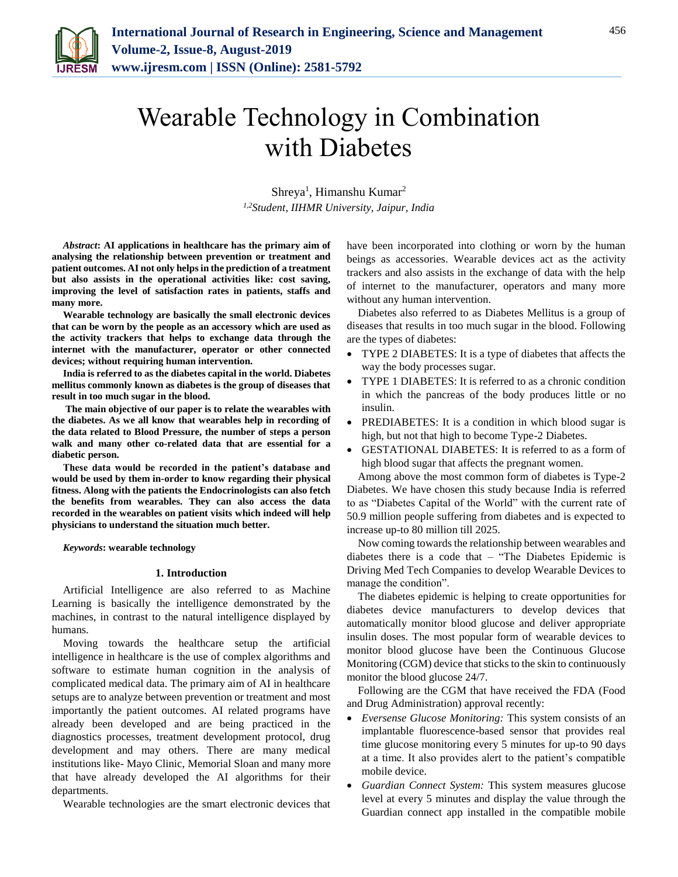# Wearable Technology in Combination with Diabetes

Shreya[1], Himanshu Kumar[2]

*[1,2]Student, IIHMR University, Jaipur, India*

***Abstract*: AI applications in healthcare has the primary aim of analysing the relationship between prevention or treatment and patient outcomes. AI not only helps in the prediction of a treatment but also assists in the operational activities like: cost saving, improving the level of satisfaction rates in patients, staffs and many more.**

**Wearable technology are basically the small electronic devices that can be worn by the people as an accessory which are used as the activity trackers that helps to exchange data through the internet with the manufacturer, operator or other connected devices; without requiring human intervention.**

**India is referred to as the diabetes capital in the world. Diabetes mellitus commonly known as diabetes is the group of diseases that result in too much sugar in the blood.**

**The main objective of our paper is to relate the wearables with the diabetes. As we all know that wearables help in recording of the data related to Blood Pressure, the number of steps a person walk and many other co-related data that are essential for a diabetic person.**

**These data would be recorded in the patient's database and would be used by them in-order to know regarding their physical fitness. Along with the patients the Endocrinologists can also fetch the benefits from wearables. They can also access the data recorded in the wearables on patient visits which indeed will help physicians to understand the situation much better.**

***Keywords*: wearable technology**

## 1. Introduction

Artificial Intelligence are also referred to as Machine Learning is basically the intelligence demonstrated by the machines, in contrast to the natural intelligence displayed by humans.

Moving towards the healthcare setup the artificial intelligence in healthcare is the use of complex algorithms and software to estimate human cognition in the analysis of complicated medical data. The primary aim of AI in healthcare setups are to analyze between prevention or treatment and most importantly the patient outcomes. AI related programs have already been developed and are being practiced in the diagnostics processes, treatment development protocol, drug development and may others. There are many medical institutions like- Mayo Clinic, Memorial Sloan and many more that have already developed the AI algorithms for their departments.

Wearable technologies are the smart electronic devices that have been incorporated into clothing or worn by the human beings as accessories. Wearable devices act as the activity trackers and also assists in the exchange of data with the help of internet to the manufacturer, operators and many more without any human intervention.

Diabetes also referred to as Diabetes Mellitus is a group of diseases that results in too much sugar in the blood. Following are the types of diabetes:

- TYPE 2 DIABETES: It is a type of diabetes that affects the way the body processes sugar.
- TYPE 1 DIABETES: It is referred to as a chronic condition in which the pancreas of the body produces little or no insulin.
- PREDIABETES: It is a condition in which blood sugar is high, but not that high to become Type-2 Diabetes.
- GESTATIONAL DIABETES: It is referred to as a form of high blood sugar that affects the pregnant women.

Among above the most common form of diabetes is Type-2 Diabetes. We have chosen this study because India is referred to as "Diabetes Capital of the World" with the current rate of 50.9 million people suffering from diabetes and is expected to increase up-to 80 million till 2025.

Now coming towards the relationship between wearables and diabetes there is a code that – "The Diabetes Epidemic is Driving Med Tech Companies to develop Wearable Devices to manage the condition".

The diabetes epidemic is helping to create opportunities for diabetes device manufacturers to develop devices that automatically monitor blood glucose and deliver appropriate insulin doses. The most popular form of wearable devices to monitor blood glucose have been the Continuous Glucose Monitoring (CGM) device that sticks to the skin to continuously monitor the blood glucose 24/7.

Following are the CGM that have received the FDA (Food and Drug Administration) approval recently:

- *Eversense Glucose Monitoring:* This system consists of an implantable fluorescence-based sensor that provides real time glucose monitoring every 5 minutes for up-to 90 days at a time. It also provides alert to the patient's compatible mobile device.
- *Guardian Connect System:* This system measures glucose level at every 5 minutes and display the value through the Guardian connect app installed in the compatible mobile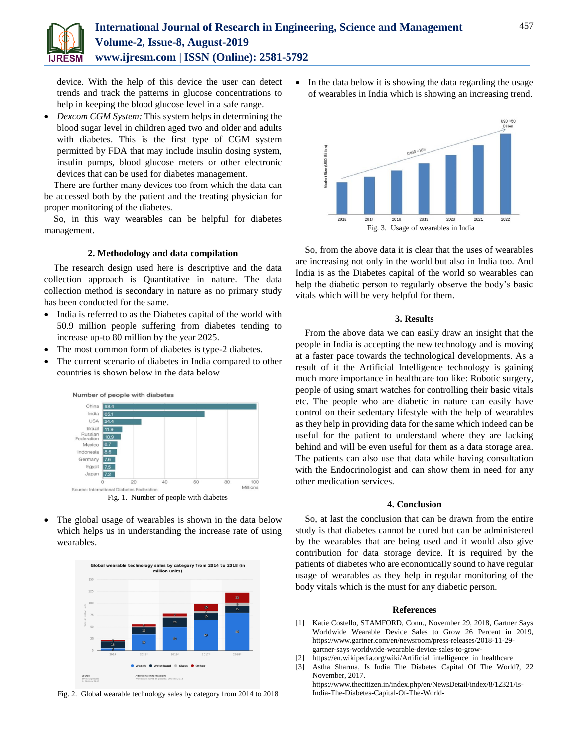device. With the help of this device the user can detect trends and track the patterns in glucose concentrations to help in keeping the blood glucose level in a safe range.

- *Dexcom CGM System:* This system helps in determining the blood sugar level in children aged two and older and adults with diabetes. This is the first type of CGM system permitted by FDA that may include insulin dosing system, insulin pumps, blood glucose meters or other electronic devices that can be used for diabetes management.

There are further many devices too from which the data can be accessed both by the patient and the treating physician for proper monitoring of the diabetes.

So, in this way wearables can be helpful for diabetes management.

## 2. Methodology and data compilation

The research design used here is descriptive and the data collection approach is Quantitative in nature. The data collection method is secondary in nature as no primary study has been conducted for the same.

- India is referred to as the Diabetes capital of the world with 50.9 million people suffering from diabetes tending to increase up-to 80 million by the year 2025.
- The most common form of diabetes is type-2 diabetes.
- The current scenario of diabetes in India compared to other countries is shown below in the data below

Fig. 1. Number of people with diabetes

- The global usage of wearables is shown in the data below which helps us in understanding the increase rate of using wearables.

Fig. 2. Global wearable technology sales by category from 2014 to 2018

- In the data below it is showing the data regarding the usage of wearables in India which is showing an increasing trend.

Fig. 3. Usage of wearables in India

So, from the above data it is clear that the uses of wearables are increasing not only in the world but also in India too. And India is as the Diabetes capital of the world so wearables can help the diabetic person to regularly observe the body's basic vitals which will be very helpful for them.

## 3. Results

From the above data we can easily draw an insight that the people in India is accepting the new technology and is moving at a faster pace towards the technological developments. As a result of it the Artificial Intelligence technology is gaining much more importance in healthcare too like: Robotic surgery, people of using smart watches for controlling their basic vitals etc. The people who are diabetic in nature can easily have control on their sedentary lifestyle with the help of wearables as they help in providing data for the same which indeed can be useful for the patient to understand where they are lacking behind and will be even useful for them as a data storage area. The patients can also use that data while having consultation with the Endocrinologist and can show them in need for any other medication services.

## 4. Conclusion

So, at last the conclusion that can be drawn from the entire study is that diabetes cannot be cured but can be administered by the wearables that are being used and it would also give contribution for data storage device. It is required by the patients of diabetes who are economically sound to have regular usage of wearables as they help in regular monitoring of the body vitals which is the must for any diabetic person.

## References

[1] Katie Costello, STAMFORD, Conn., November 29, 2018, Gartner Says Worldwide Wearable Device Sales to Grow 26 Percent in 2019, https://www.gartner.com/en/newsroom/press-releases/2018-11-29-gartner-says-worldwide-wearable-device-sales-to-grow-

[2] https://en.wikipedia.org/wiki/Artificial_intelligence_in_healthcare

[3] Astha Sharma, Is India The Diabetes Capital Of The World?, 22 November, 2017. https://www.thecitizen.in/index.php/en/NewsDetail/index/8/12321/Is-India-The-Diabetes-Capital-Of-The-World-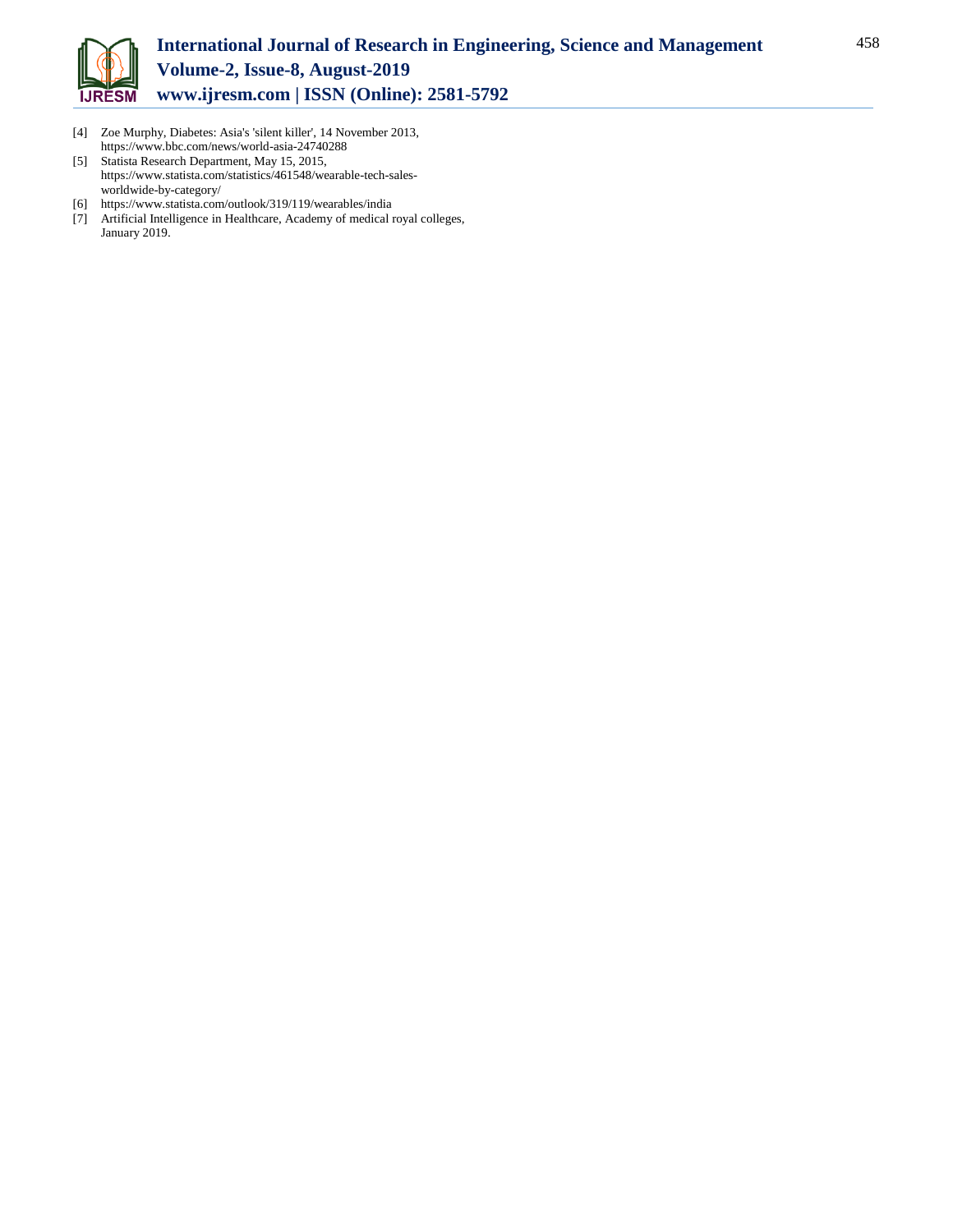[4] Zoe Murphy, Diabetes: Asia's 'silent killer', 14 November 2013, https://www.bbc.com/news/world-asia-24740288

[5] Statista Research Department, May 15, 2015, https://www.statista.com/statistics/461548/wearable-tech-sales-worldwide-by-category/

[6] https://www.statista.com/outlook/319/119/wearables/india

[7] Artificial Intelligence in Healthcare, Academy of medical royal colleges, January 2019.